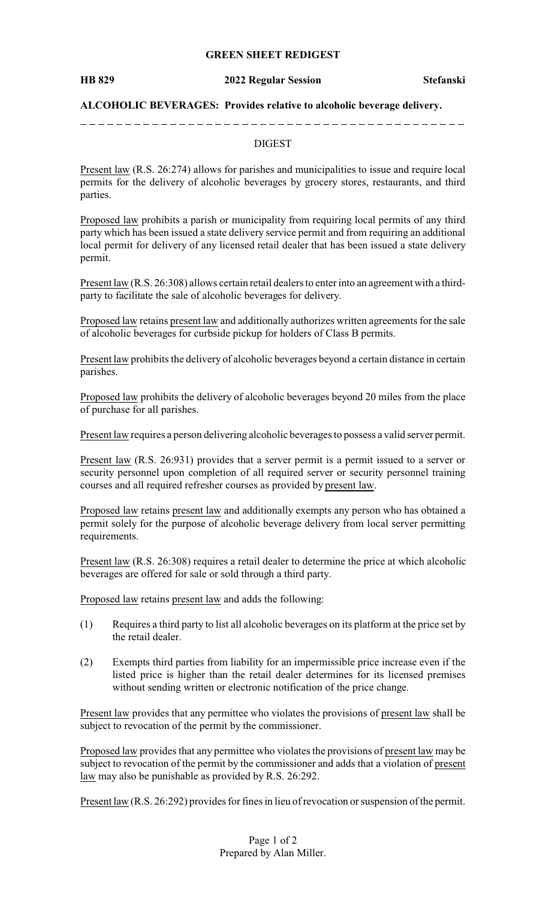**GREEN SHEET REDIGEST**

**HB 829** **2022 Regular Session** **Stefanski**

**ALCOHOLIC BEVERAGES: Provides relative to alcoholic beverage delivery.**

DIGEST

Present law (R.S. 26:274) allows for parishes and municipalities to issue and require local permits for the delivery of alcoholic beverages by grocery stores, restaurants, and third parties.

Proposed law prohibits a parish or municipality from requiring local permits of any third party which has been issued a state delivery service permit and from requiring an additional local permit for delivery of any licensed retail dealer that has been issued a state delivery permit.

Present law (R.S. 26:308) allows certain retail dealers to enter into an agreement with a third-party to facilitate the sale of alcoholic beverages for delivery.

Proposed law retains present law and additionally authorizes written agreements for the sale of alcoholic beverages for curbside pickup for holders of Class B permits.

Present law prohibits the delivery of alcoholic beverages beyond a certain distance in certain parishes.

Proposed law prohibits the delivery of alcoholic beverages beyond 20 miles from the place of purchase for all parishes.

Present law requires a person delivering alcoholic beverages to possess a valid server permit.

Present law (R.S. 26:931) provides that a server permit is a permit issued to a server or security personnel upon completion of all required server or security personnel training courses and all required refresher courses as provided by present law.

Proposed law retains present law and additionally exempts any person who has obtained a permit solely for the purpose of alcoholic beverage delivery from local server permitting requirements.

Present law (R.S. 26:308) requires a retail dealer to determine the price at which alcoholic beverages are offered for sale or sold through a third party.

Proposed law retains present law and adds the following:

(1) Requires a third party to list all alcoholic beverages on its platform at the price set by the retail dealer.

(2) Exempts third parties from liability for an impermissible price increase even if the listed price is higher than the retail dealer determines for its licensed premises without sending written or electronic notification of the price change.

Present law provides that any permittee who violates the provisions of present law shall be subject to revocation of the permit by the commissioner.

Proposed law provides that any permittee who violates the provisions of present law may be subject to revocation of the permit by the commissioner and adds that a violation of present law may also be punishable as provided by R.S. 26:292.

Present law (R.S. 26:292) provides for fines in lieu of revocation or suspension of the permit.

Prepared by Alan Miller.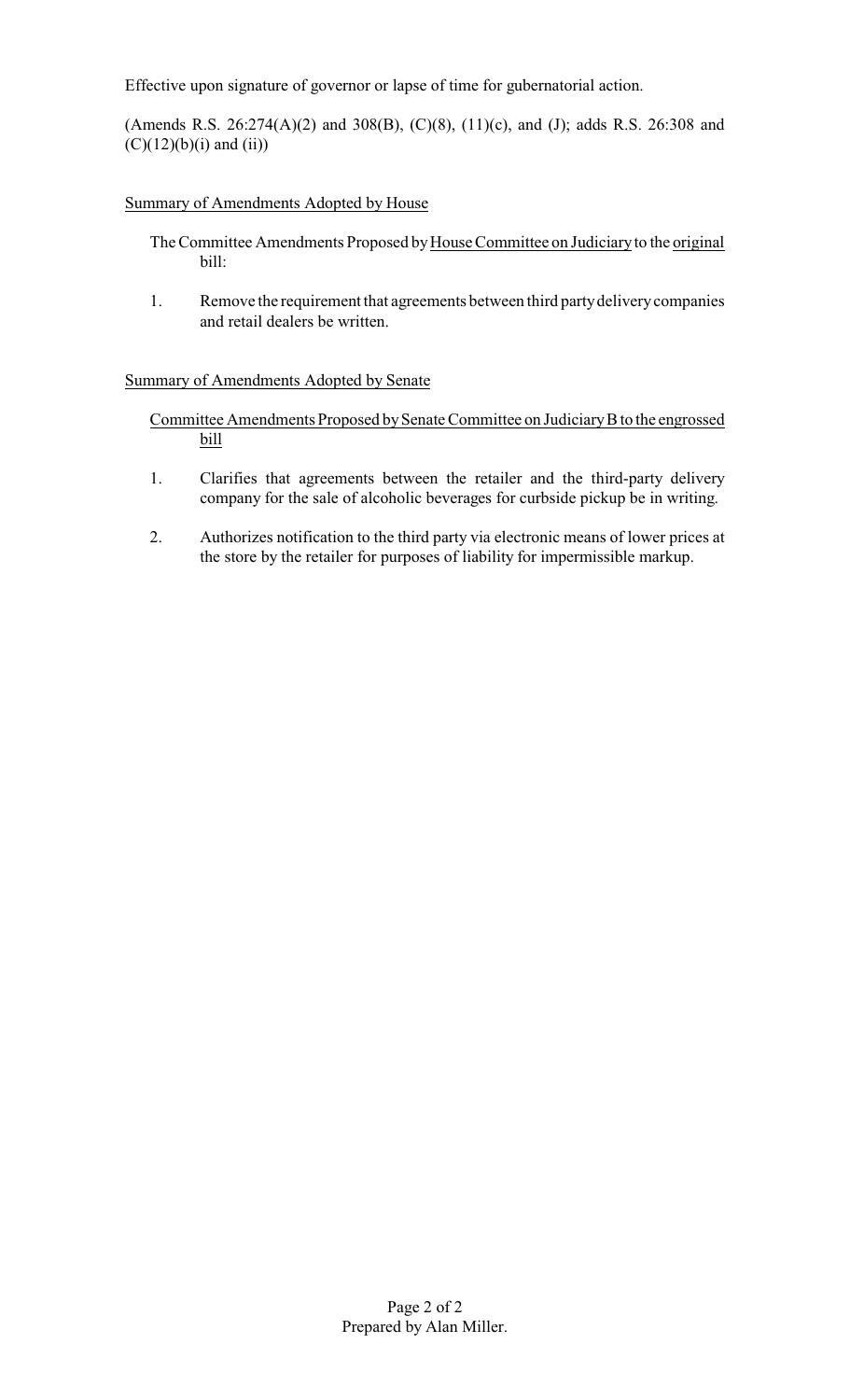Effective upon signature of governor or lapse of time for gubernatorial action.

(Amends R.S. 26:274(A)(2) and 308(B), (C)(8), (11)(c), and (J); adds R.S. 26:308 and (C)(12)(b)(i) and (ii))

Summary of Amendments Adopted by House

The Committee Amendments Proposed by House Committee on Judiciary to the original bill:

1. Remove the requirement that agreements between third party delivery companies and retail dealers be written.

Summary of Amendments Adopted by Senate

Committee Amendments Proposed by Senate Committee on Judiciary B to the engrossed bill

1. Clarifies that agreements between the retailer and the third-party delivery company for the sale of alcoholic beverages for curbside pickup be in writing.

2. Authorizes notification to the third party via electronic means of lower prices at the store by the retailer for purposes of liability for impermissible markup.

Prepared by Alan Miller.